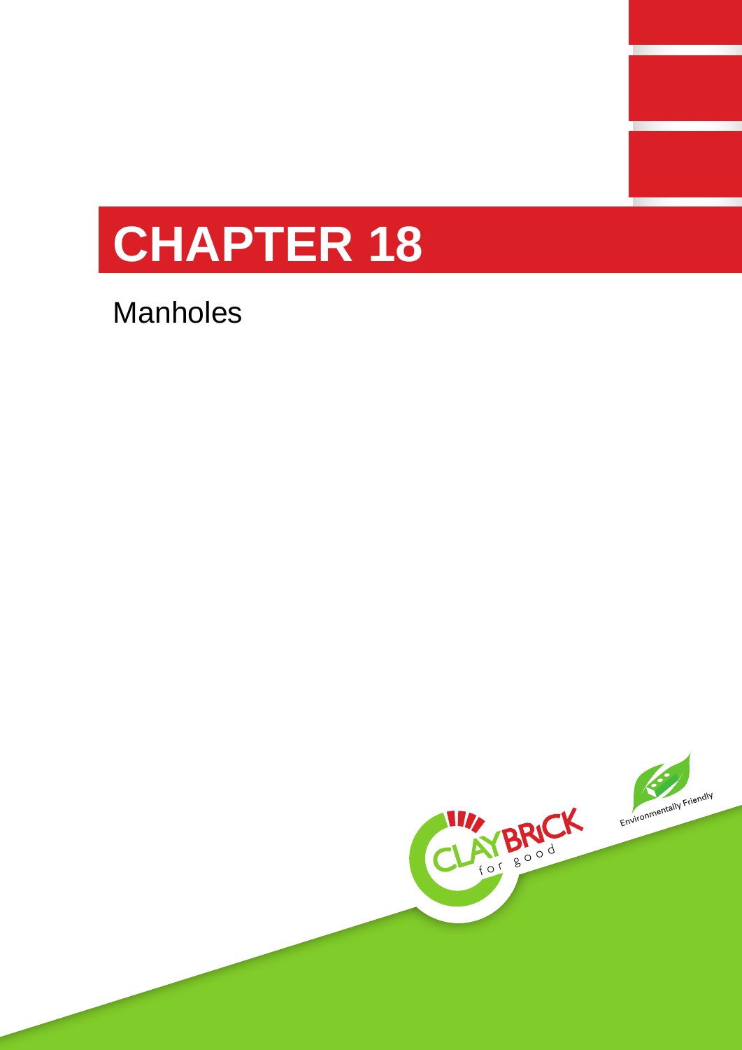# CHAPTER 18

Manholes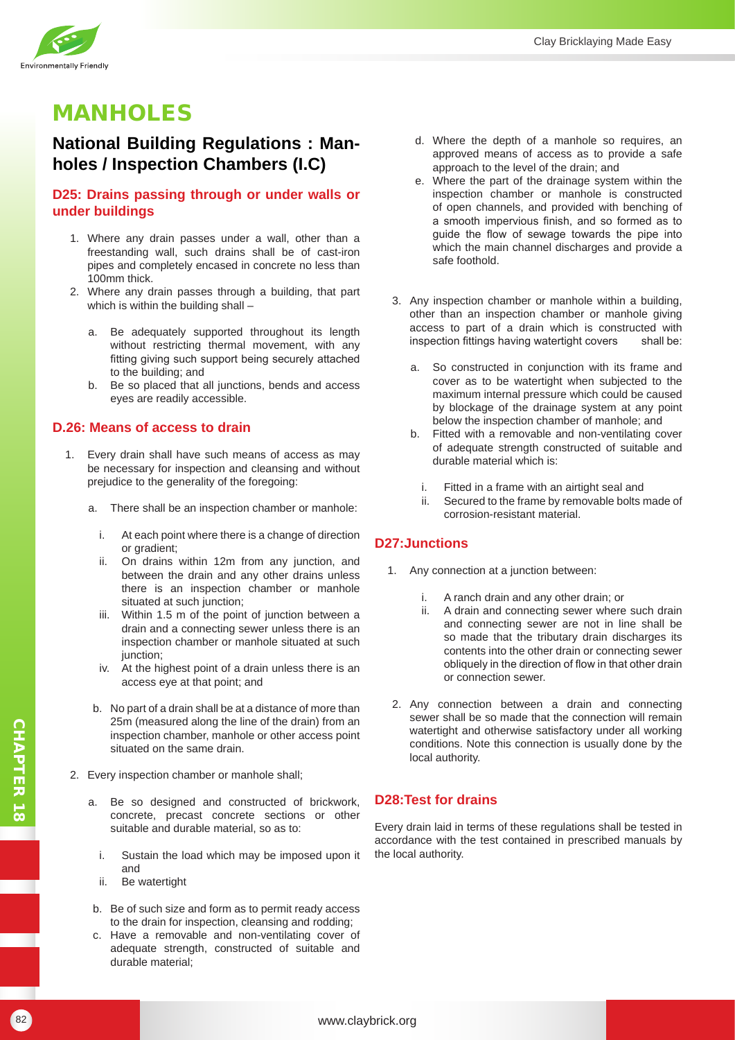# MANHOLES

## National Building Regulations : Manholes / Inspection Chambers (I.C)

### D25: Drains passing through or under walls or under buildings

1. Where any drain passes under a wall, other than a freestanding wall, such drains shall be of cast-iron pipes and completely encased in concrete no less than 100mm thick.
2. Where any drain passes through a building, that part which is within the building shall –

   a. Be adequately supported throughout its length without restricting thermal movement, with any fitting giving such support being securely attached to the building; and
   b. Be so placed that all junctions, bends and access eyes are readily accessible.

### D.26: Means of access to drain

1. Every drain shall have such means of access as may be necessary for inspection and cleansing and without prejudice to the generality of the foregoing:

   a. There shall be an inspection chamber or manhole:

      i. At each point where there is a change of direction or gradient;
      ii. On drains within 12m from any junction, and between the drain and any other drains unless there is an inspection chamber or manhole situated at such junction;
      iii. Within 1.5 m of the point of junction between a drain and a connecting sewer unless there is an inspection chamber or manhole situated at such junction;
      iv. At the highest point of a drain unless there is an access eye at that point; and

   b. No part of a drain shall be at a distance of more than 25m (measured along the line of the drain) from an inspection chamber, manhole or other access point situated on the same drain.

2. Every inspection chamber or manhole shall;

   a. Be so designed and constructed of brickwork, concrete, precast concrete sections or other suitable and durable material, so as to:

      i. Sustain the load which may be imposed upon it and
      ii. Be watertight

   b. Be of such size and form as to permit ready access to the drain for inspection, cleansing and rodding;
   c. Have a removable and non-ventilating cover of adequate strength, constructed of suitable and durable material;
   d. Where the depth of a manhole so requires, an approved means of access as to provide a safe approach to the level of the drain; and
   e. Where the part of the drainage system within the inspection chamber or manhole is constructed of open channels, and provided with benching of a smooth impervious finish, and so formed as to guide the flow of sewage towards the pipe into which the main channel discharges and provide a safe foothold.

3. Any inspection chamber or manhole within a building, other than an inspection chamber or manhole giving access to part of a drain which is constructed with inspection fittings having watertight covers shall be:

   a. So constructed in conjunction with its frame and cover as to be watertight when subjected to the maximum internal pressure which could be caused by blockage of the drainage system at any point below the inspection chamber of manhole; and
   b. Fitted with a removable and non-ventilating cover of adequate strength constructed of suitable and durable material which is:

      i. Fitted in a frame with an airtight seal and
      ii. Secured to the frame by removable bolts made of corrosion-resistant material.

### D27:Junctions

1. Any connection at a junction between:

   i. A ranch drain and any other drain; or
   ii. A drain and connecting sewer where such drain and connecting sewer are not in line shall be so made that the tributary drain discharges its contents into the other drain or connecting sewer obliquely in the direction of flow in that other drain or connection sewer.

2. Any connection between a drain and connecting sewer shall be so made that the connection will remain watertight and otherwise satisfactory under all working conditions. Note this connection is usually done by the local authority.

### D28:Test for drains

Every drain laid in terms of these regulations shall be tested in accordance with the test contained in prescribed manuals by the local authority.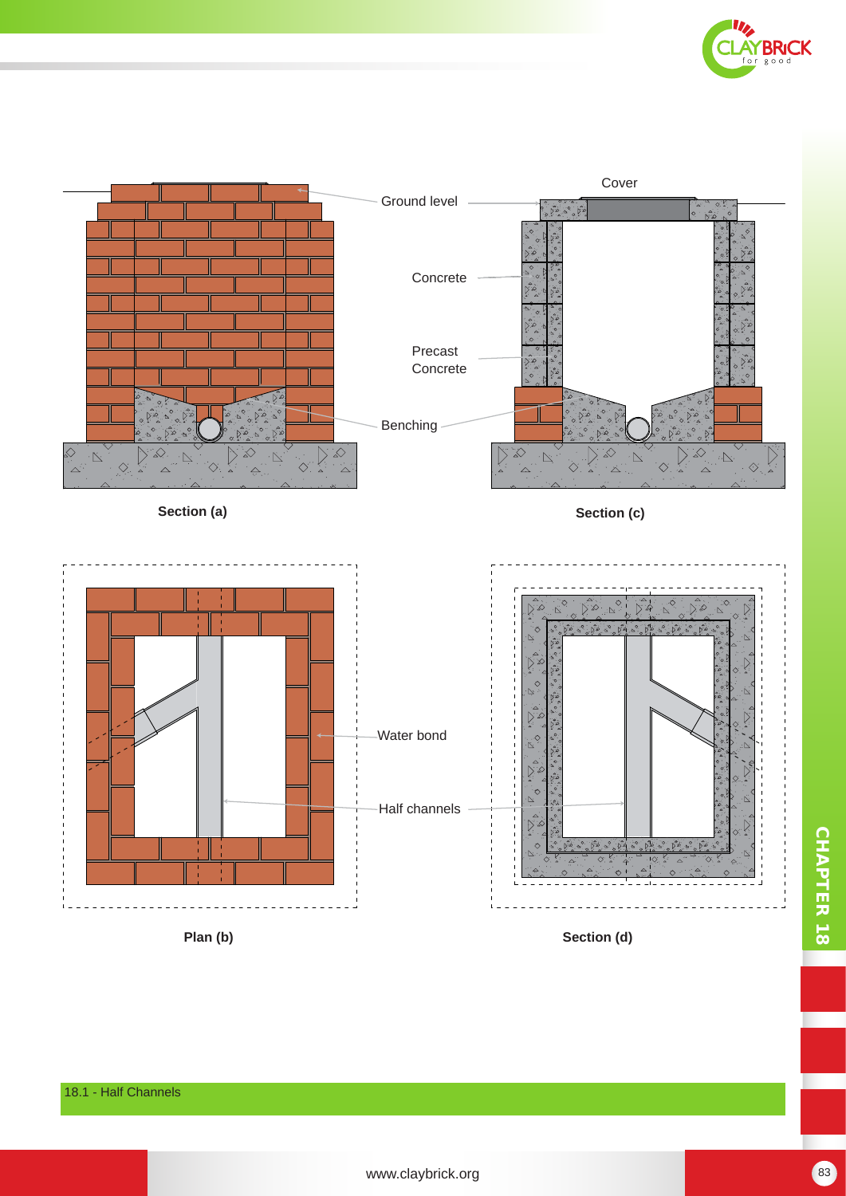Cover

Ground level

Concrete

Precast Concrete

Benching

Section (a)

Section (c)

Water bond

Half channels

Plan (b)

Section (d)

18.1 - Half Channels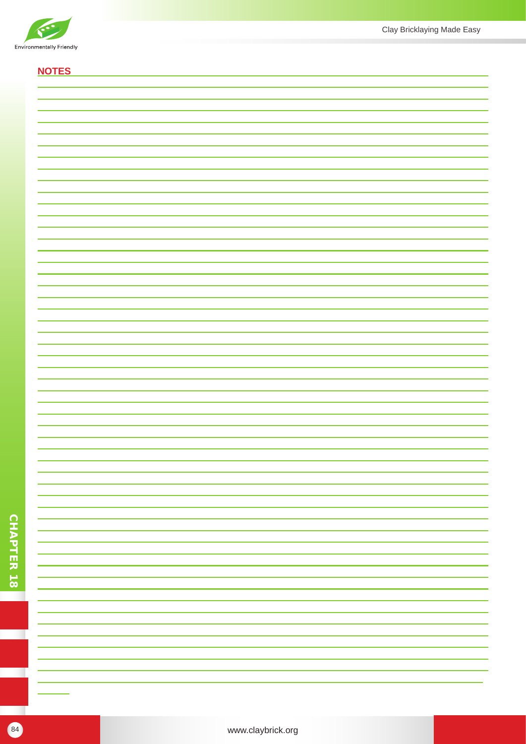## NOTES